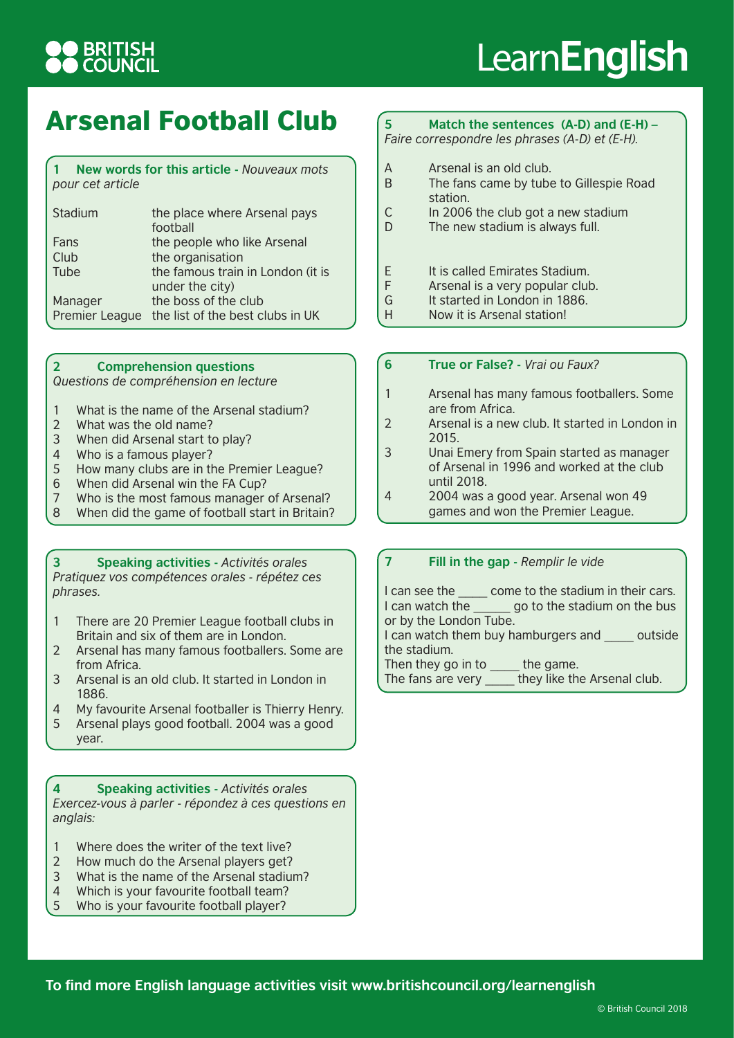# Arsenal Football Club

## 1 New words for this article - *Nouveaux mots pour cet article*

| | |
|---|---|
| Stadium | the place where Arsenal pays football |
| Fans | the people who like Arsenal |
| Club | the organisation |
| Tube | the famous train in London (it is under the city) |
| Manager | the boss of the club |
| Premier League | the list of the best clubs in UK |

## 2 Comprehension questions

*Questions de compréhension en lecture*

1. What is the name of the Arsenal stadium?
2. What was the old name?
3. When did Arsenal start to play?
4. Who is a famous player?
5. How many clubs are in the Premier League?
6. When did Arsenal win the FA Cup?
7. Who is the most famous manager of Arsenal?
8. When did the game of football start in Britain?

## 3 Speaking activities - *Activités orales*

*Pratiquez vos compétences orales - répétez ces phrases.*

1. There are 20 Premier League football clubs in Britain and six of them are in London.
2. Arsenal has many famous footballers. Some are from Africa.
3. Arsenal is an old club. It started in London in 1886.
4. My favourite Arsenal footballer is Thierry Henry.
5. Arsenal plays good football. 2004 was a good year.

## 4 Speaking activities - *Activités orales*

*Exercez-vous à parler - répondez à ces questions en anglais:*

1. Where does the writer of the text live?
2. How much do the Arsenal players get?
3. What is the name of the Arsenal stadium?
4. Which is your favourite football team?
5. Who is your favourite football player?

## 5 Match the sentences (A-D) and (E-H) – *Faire correspondre les phrases (A-D) et (E-H).*

A. Arsenal is an old club.
B. The fans came by tube to Gillespie Road station.
C. In 2006 the club got a new stadium
D. The new stadium is always full.

E. It is called Emirates Stadium.
F. Arsenal is a very popular club.
G. It started in London in 1886.
H. Now it is Arsenal station!

## 6 True or False? - *Vrai ou Faux?*

1. Arsenal has many famous footballers. Some are from Africa.
2. Arsenal is a new club. It started in London in 2015.
3. Unai Emery from Spain started as manager of Arsenal in 1996 and worked at the club until 2018.
4. 2004 was a good year. Arsenal won 49 games and won the Premier League.

## 7 Fill in the gap - *Remplir le vide*

I can see the _____ come to the stadium in their cars.
I can watch the ______ go to the stadium on the bus or by the London Tube.
I can watch them buy hamburgers and _____ outside the stadium.
Then they go in to _____ the game.
The fans are very _____ they like the Arsenal club.

**To find more English language activities visit www.britishcouncil.org/learnenglish**

© British Council 2018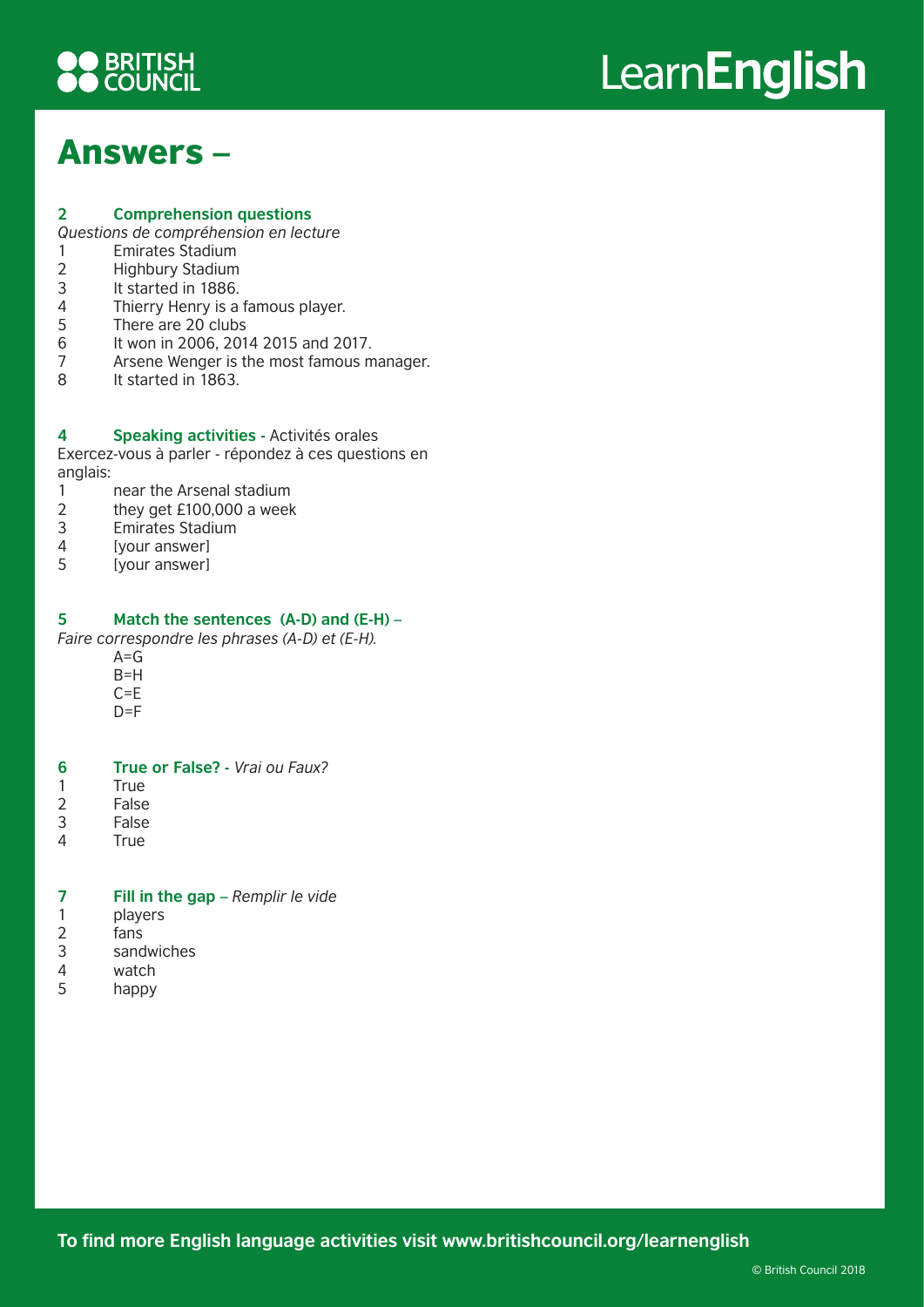# Answers –

### 2 Comprehension questions

*Questions de compréhension en lecture*

1. Emirates Stadium
2. Highbury Stadium
3. It started in 1886.
4. Thierry Henry is a famous player.
5. There are 20 clubs
6. It won in 2006, 2014 2015 and 2017.
7. Arsene Wenger is the most famous manager.
8. It started in 1863.

### 4 Speaking activities - Activités orales

Exercez-vous à parler - répondez à ces questions en anglais:

1. near the Arsenal stadium
2. they get £100,000 a week
3. Emirates Stadium
4. [your answer]
5. [your answer]

### 5 Match the sentences (A-D) and (E-H) –

*Faire correspondre les phrases (A-D) et (E-H).*

A=G
B=H
C=E
D=F

### 6 True or False? - *Vrai ou Faux?*

1. True
2. False
3. False
4. True

### 7 Fill in the gap – *Remplir le vide*

1. players
2. fans
3. sandwiches
4. watch
5. happy

**To find more English language activities visit www.britishcouncil.org/learnenglish**

© British Council 2018